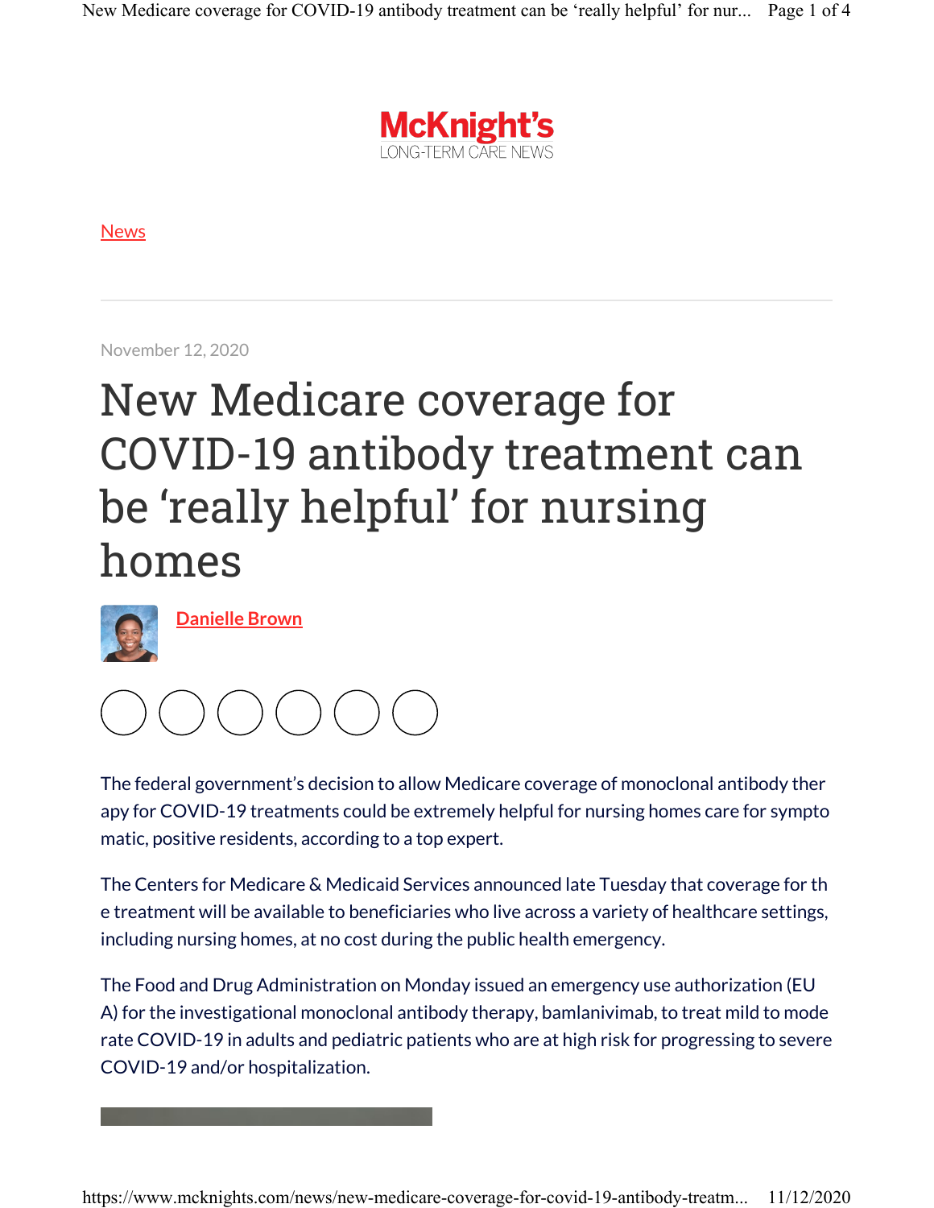McKnight's LONG-TERM CARE NEWS

News

November 12, 2020

# New Medicare coverage for COVID-19 antibody treatment can be 'really helpful' for nursing homes

Danielle Brown

The federal government's decision to allow Medicare coverage of monoclonal antibody therapy for COVID-19 treatments could be extremely helpful for nursing homes care for symptomatic, positive residents, according to a top expert.

The Centers for Medicare & Medicaid Services announced late Tuesday that coverage for the treatment will be available to beneficiaries who live across a variety of healthcare settings, including nursing homes, at no cost during the public health emergency.

The Food and Drug Administration on Monday issued an emergency use authorization (EUA) for the investigational monoclonal antibody therapy, bamlanivimab, to treat mild to moderate COVID-19 in adults and pediatric patients who are at high risk for progressing to severe COVID-19 and/or hospitalization.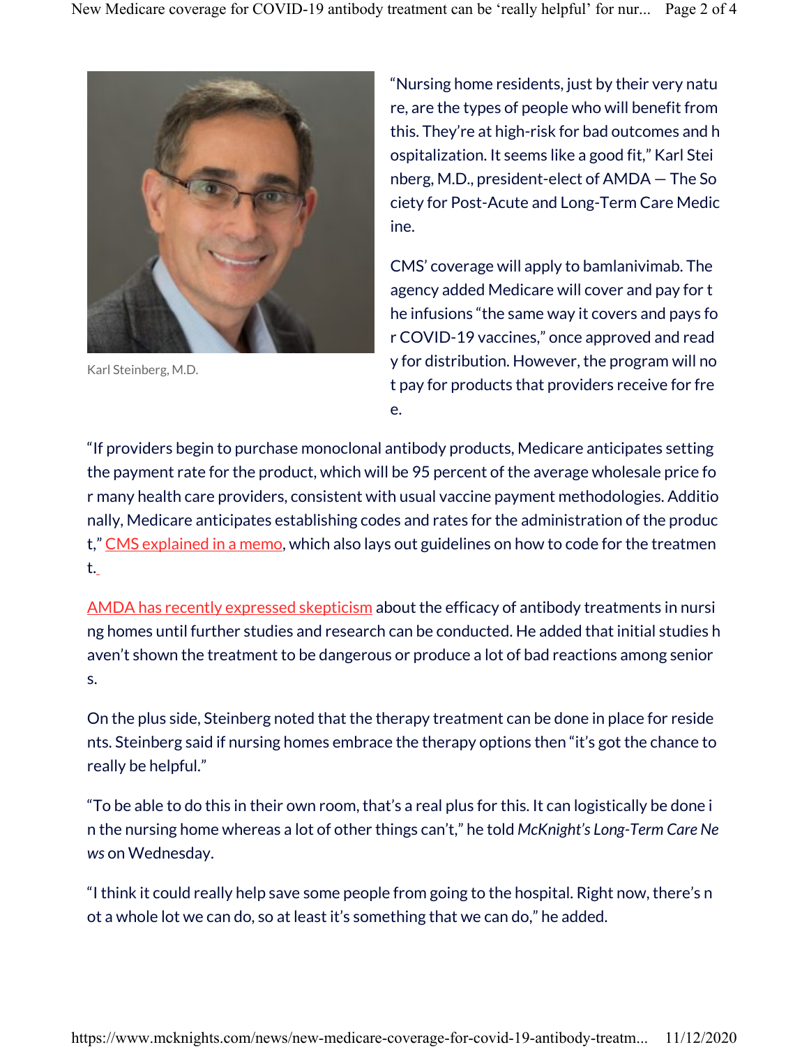Karl Steinberg, M.D.

"Nursing home residents, just by their very nature, are the types of people who will benefit from this. They're at high-risk for bad outcomes and hospitalization. It seems like a good fit," Karl Steinberg, M.D., president-elect of AMDA — The Society for Post-Acute and Long-Term Care Medicine.

CMS' coverage will apply to bamlanivimab. The agency added Medicare will cover and pay for the infusions "the same way it covers and pays for COVID-19 vaccines," once approved and ready for distribution. However, the program will not pay for products that providers receive for free.

"If providers begin to purchase monoclonal antibody products, Medicare anticipates setting the payment rate for the product, which will be 95 percent of the average wholesale price for many health care providers, consistent with usual vaccine payment methodologies. Additionally, Medicare anticipates establishing codes and rates for the administration of the product," CMS explained in a memo, which also lays out guidelines on how to code for the treatment.

AMDA has recently expressed skepticism about the efficacy of antibody treatments in nursing homes until further studies and research can be conducted. He added that initial studies haven't shown the treatment to be dangerous or produce a lot of bad reactions among seniors.

On the plus side, Steinberg noted that the therapy treatment can be done in place for residents. Steinberg said if nursing homes embrace the therapy options then "it's got the chance to really be helpful."

"To be able to do this in their own room, that's a real plus for this. It can logistically be done in the nursing home whereas a lot of other things can't," he told *McKnight's Long-Term Care News* on Wednesday.

"I think it could really help save some people from going to the hospital. Right now, there's not a whole lot we can do, so at least it's something that we can do," he added.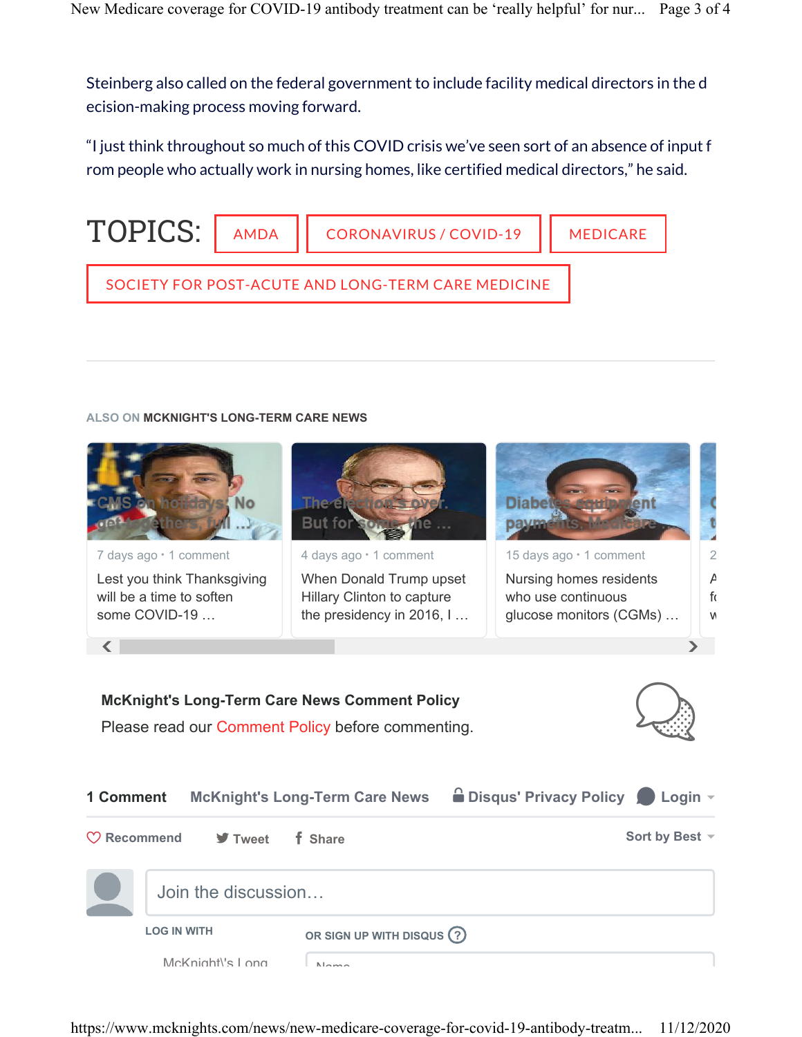Steinberg also called on the federal government to include facility medical directors in the decision-making process moving forward.

"I just think throughout so much of this COVID crisis we've seen sort of an absence of input from people who actually work in nursing homes, like certified medical directors," he said.

TOPICS: AMDA | CORONAVIRUS / COVID-19 | MEDICARE | SOCIETY FOR POST-ACUTE AND LONG-TERM CARE MEDICINE

---

ALSO ON **MCKNIGHT'S LONG-TERM CARE NEWS**

- CMS on holidays: No get-togethers, full … — 7 days ago · 1 comment — Lest you think Thanksgiving will be a time to soften some COVID-19 …
- The election's over. But for some, the … — 4 days ago · 1 comment — When Donald Trump upset Hillary Clinton to capture the presidency in 2016, I …
- Diabetes equipment payments, Medicare … — 15 days ago · 1 comment — Nursing homes residents who use continuous glucose monitors (CGMs) …

**McKnight's Long-Term Care News Comment Policy**

Please read our Comment Policy before commenting.

**1 Comment** | **McKnight's Long-Term Care News** | Disqus' Privacy Policy | Login

Recommend | Tweet | Share | Sort by Best

Join the discussion…

LOG IN WITH

OR SIGN UP WITH DISQUS ?

McKnight\'s Long

Name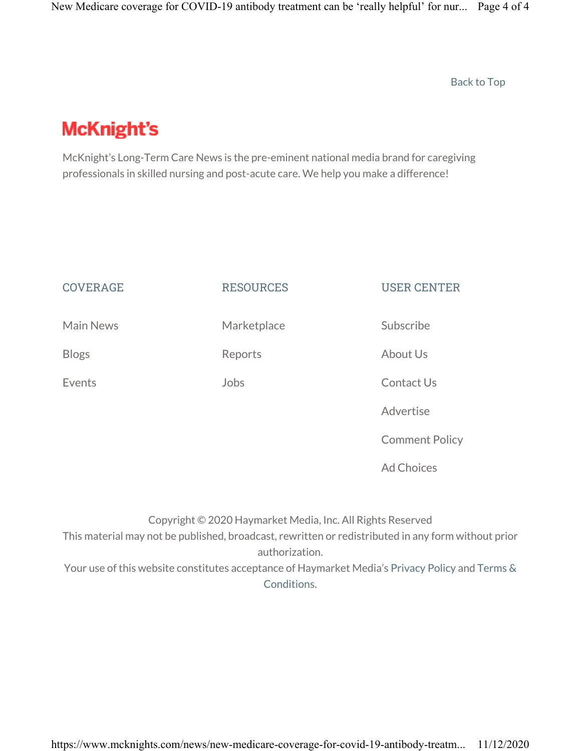Back to Top

McKnight's

McKnight's Long-Term Care News is the pre-eminent national media brand for caregiving professionals in skilled nursing and post-acute care. We help you make a difference!

## COVERAGE

Main News

Blogs

Events

## RESOURCES

Marketplace

Reports

Jobs

## USER CENTER

Subscribe

About Us

Contact Us

Advertise

Comment Policy

Ad Choices

Copyright © 2020 Haymarket Media, Inc. All Rights Reserved
This material may not be published, broadcast, rewritten or redistributed in any form without prior authorization.
Your use of this website constitutes acceptance of Haymarket Media's Privacy Policy and Terms & Conditions.